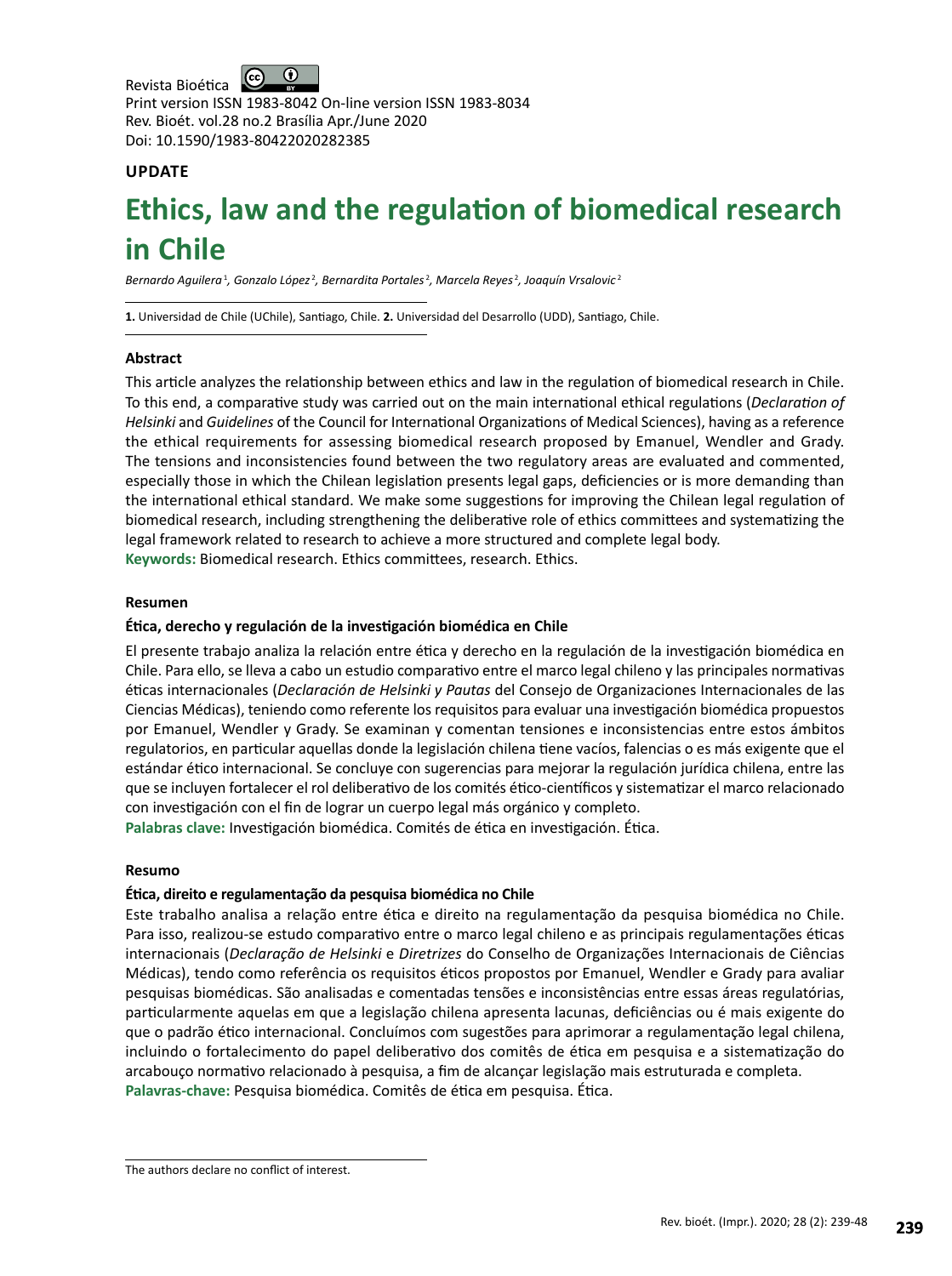Revista Bioética

Print version ISSN 1983-8042 On-line version ISSN 1983-8034

Rev. Bioét. vol.28 no.2 Brasília Apr./June 2020

Doi: 10.1590/1983-80422020282385

**UPDATE**

# Ethics, law and the regulation of biomedical research in Chile

*Bernardo Aguilera[1], Gonzalo López[2], Bernardita Portales[2], Marcela Reyes[2], Joaquín Vrsalovic[2]*

**1.** Universidad de Chile (UChile), Santiago, Chile. **2.** Universidad del Desarrollo (UDD), Santiago, Chile.

### Abstract

This article analyzes the relationship between ethics and law in the regulation of biomedical research in Chile. To this end, a comparative study was carried out on the main international ethical regulations (*Declaration of Helsinki* and *Guidelines* of the Council for International Organizations of Medical Sciences), having as a reference the ethical requirements for assessing biomedical research proposed by Emanuel, Wendler and Grady. The tensions and inconsistencies found between the two regulatory areas are evaluated and commented, especially those in which the Chilean legislation presents legal gaps, deficiencies or is more demanding than the international ethical standard. We make some suggestions for improving the Chilean legal regulation of biomedical research, including strengthening the deliberative role of ethics committees and systematizing the legal framework related to research to achieve a more structured and complete legal body.

**Keywords:** Biomedical research. Ethics committees, research. Ethics.

### Resumen

**Ética, derecho y regulación de la investigación biomédica en Chile**

El presente trabajo analiza la relación entre ética y derecho en la regulación de la investigación biomédica en Chile. Para ello, se lleva a cabo un estudio comparativo entre el marco legal chileno y las principales normativas éticas internacionales (*Declaración de Helsinki y Pautas* del Consejo de Organizaciones Internacionales de las Ciencias Médicas), teniendo como referente los requisitos para evaluar una investigación biomédica propuestos por Emanuel, Wendler y Grady. Se examinan y comentan tensiones e inconsistencias entre estos ámbitos regulatorios, en particular aquellas donde la legislación chilena tiene vacíos, falencias o es más exigente que el estándar ético internacional. Se concluye con sugerencias para mejorar la regulación jurídica chilena, entre las que se incluyen fortalecer el rol deliberativo de los comités ético-científicos y sistematizar el marco relacionado con investigación con el fin de lograr un cuerpo legal más orgánico y completo.

**Palabras clave:** Investigación biomédica. Comités de ética en investigación. Ética.

### Resumo

**Ética, direito e regulamentação da pesquisa biomédica no Chile**

Este trabalho analisa a relação entre ética e direito na regulamentação da pesquisa biomédica no Chile. Para isso, realizou-se estudo comparativo entre o marco legal chileno e as principais regulamentações éticas internacionais (*Declaração de Helsinki* e *Diretrizes* do Conselho de Organizações Internacionais de Ciências Médicas), tendo como referência os requisitos éticos propostos por Emanuel, Wendler e Grady para avaliar pesquisas biomédicas. São analisadas e comentadas tensões e inconsistências entre essas áreas regulatórias, particularmente aquelas em que a legislação chilena apresenta lacunas, deficiências ou é mais exigente do que o padrão ético internacional. Concluímos com sugestões para aprimorar a regulamentação legal chilena, incluindo o fortalecimento do papel deliberativo dos comitês de ética em pesquisa e a sistematização do arcabouço normativo relacionado à pesquisa, a fim de alcançar legislação mais estruturada e completa.

**Palavras-chave:** Pesquisa biomédica. Comitês de ética em pesquisa. Ética.

The authors declare no conflict of interest.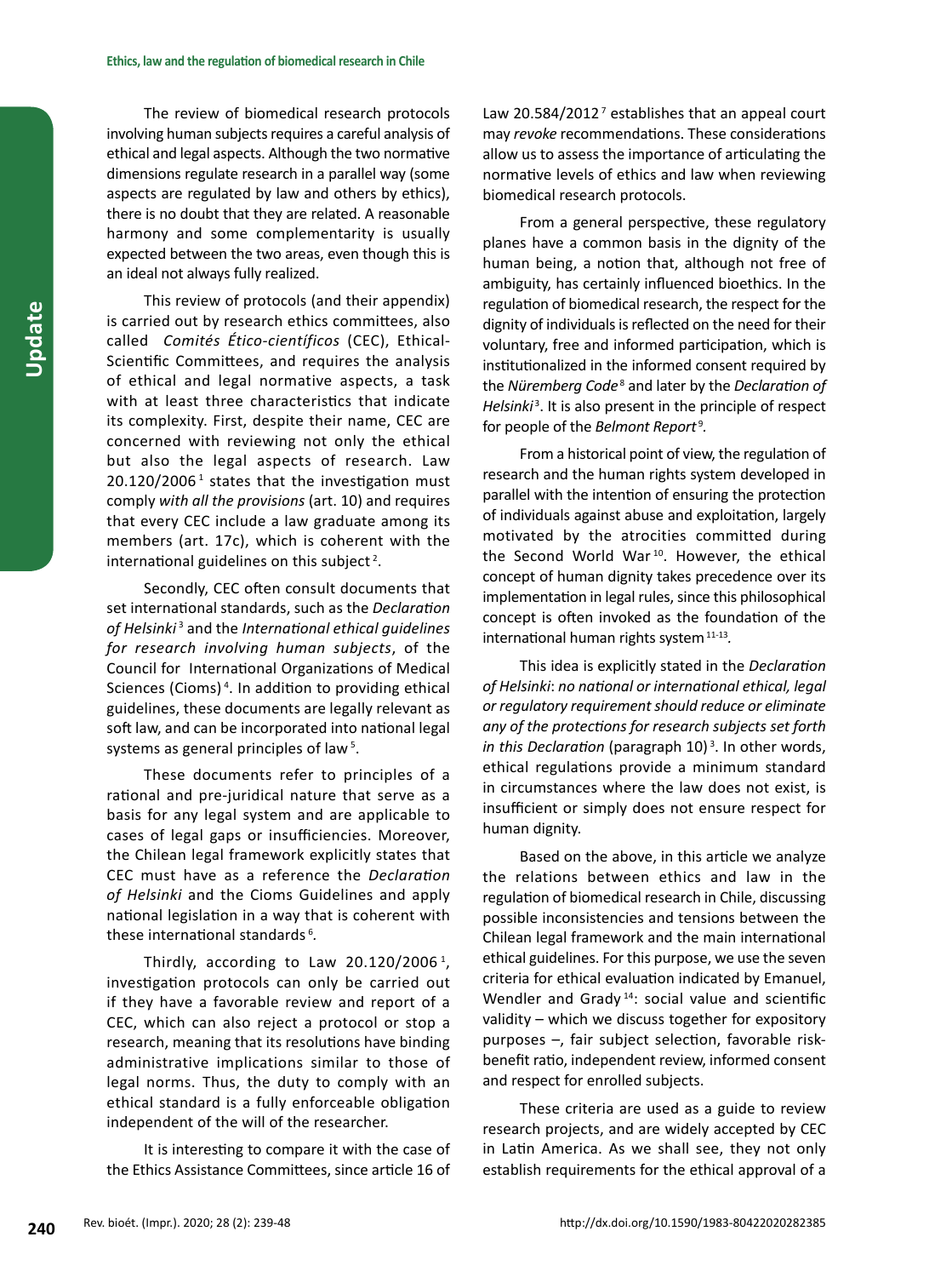The review of biomedical research protocols involving human subjects requires a careful analysis of ethical and legal aspects. Although the two normative dimensions regulate research in a parallel way (some aspects are regulated by law and others by ethics), there is no doubt that they are related. A reasonable harmony and some complementarity is usually expected between the two areas, even though this is an ideal not always fully realized.

This review of protocols (and their appendix) is carried out by research ethics committees, also called *Comités Ético-científicos* (CEC), Ethical-Scientific Committees, and requires the analysis of ethical and legal normative aspects, a task with at least three characteristics that indicate its complexity. First, despite their name, CEC are concerned with reviewing not only the ethical but also the legal aspects of research. Law 20.120/2006 [1] states that the investigation must comply *with all the provisions* (art. 10) and requires that every CEC include a law graduate among its members (art. 17c), which is coherent with the international guidelines on this subject [2].

Secondly, CEC often consult documents that set international standards, such as the *Declaration of Helsinki* [3] and the *International ethical guidelines for research involving human subjects*, of the Council for International Organizations of Medical Sciences (Cioms) [4]. In addition to providing ethical guidelines, these documents are legally relevant as soft law, and can be incorporated into national legal systems as general principles of law [5].

These documents refer to principles of a rational and pre-juridical nature that serve as a basis for any legal system and are applicable to cases of legal gaps or insufficiencies. Moreover, the Chilean legal framework explicitly states that CEC must have as a reference the *Declaration of Helsinki* and the Cioms Guidelines and apply national legislation in a way that is coherent with these international standards [6].

Thirdly, according to Law 20.120/2006 [1], investigation protocols can only be carried out if they have a favorable review and report of a CEC, which can also reject a protocol or stop a research, meaning that its resolutions have binding administrative implications similar to those of legal norms. Thus, the duty to comply with an ethical standard is a fully enforceable obligation independent of the will of the researcher.

It is interesting to compare it with the case of the Ethics Assistance Committees, since article 16 of Law 20.584/2012 [7] establishes that an appeal court may *revoke* recommendations. These considerations allow us to assess the importance of articulating the normative levels of ethics and law when reviewing biomedical research protocols.

From a general perspective, these regulatory planes have a common basis in the dignity of the human being, a notion that, although not free of ambiguity, has certainly influenced bioethics. In the regulation of biomedical research, the respect for the dignity of individuals is reflected on the need for their voluntary, free and informed participation, which is institutionalized in the informed consent required by the *Nüremberg Code* [8] and later by the *Declaration of Helsinki* [3]. It is also present in the principle of respect for people of the *Belmont Report* [9].

From a historical point of view, the regulation of research and the human rights system developed in parallel with the intention of ensuring the protection of individuals against abuse and exploitation, largely motivated by the atrocities committed during the Second World War [10]. However, the ethical concept of human dignity takes precedence over its implementation in legal rules, since this philosophical concept is often invoked as the foundation of the international human rights system [11-13].

This idea is explicitly stated in the *Declaration of Helsinki*: *no national or international ethical, legal or regulatory requirement should reduce or eliminate any of the protections for research subjects set forth in this Declaration* (paragraph 10) [3]. In other words, ethical regulations provide a minimum standard in circumstances where the law does not exist, is insufficient or simply does not ensure respect for human dignity.

Based on the above, in this article we analyze the relations between ethics and law in the regulation of biomedical research in Chile, discussing possible inconsistencies and tensions between the Chilean legal framework and the main international ethical guidelines. For this purpose, we use the seven criteria for ethical evaluation indicated by Emanuel, Wendler and Grady [14]: social value and scientific validity – which we discuss together for expository purposes –, fair subject selection, favorable risk-benefit ratio, independent review, informed consent and respect for enrolled subjects.

These criteria are used as a guide to review research projects, and are widely accepted by CEC in Latin America. As we shall see, they not only establish requirements for the ethical approval of a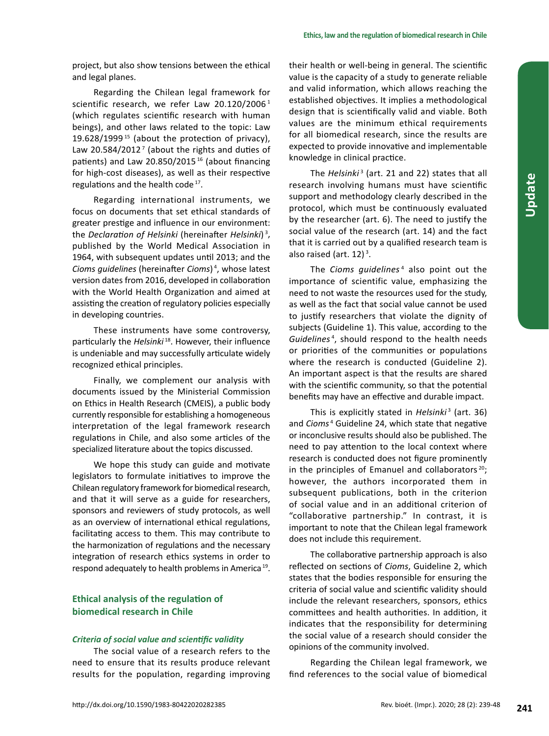project, but also show tensions between the ethical and legal planes.

Regarding the Chilean legal framework for scientific research, we refer Law 20.120/2006 [1] (which regulates scientific research with human beings), and other laws related to the topic: Law 19.628/1999 [15] (about the protection of privacy), Law 20.584/2012 [7] (about the rights and duties of patients) and Law 20.850/2015 [16] (about financing for high-cost diseases), as well as their respective regulations and the health code [17].

Regarding international instruments, we focus on documents that set ethical standards of greater prestige and influence in our environment: the *Declaration of Helsinki* (hereinafter *Helsinki*) [3], published by the World Medical Association in 1964, with subsequent updates until 2013; and the *Cioms guidelines* (hereinafter *Cioms*) [4], whose latest version dates from 2016, developed in collaboration with the World Health Organization and aimed at assisting the creation of regulatory policies especially in developing countries.

These instruments have some controversy, particularly the *Helsinki* [18]. However, their influence is undeniable and may successfully articulate widely recognized ethical principles.

Finally, we complement our analysis with documents issued by the Ministerial Commission on Ethics in Health Research (CMEIS), a public body currently responsible for establishing a homogeneous interpretation of the legal framework research regulations in Chile, and also some articles of the specialized literature about the topics discussed.

We hope this study can guide and motivate legislators to formulate initiatives to improve the Chilean regulatory framework for biomedical research, and that it will serve as a guide for researchers, sponsors and reviewers of study protocols, as well as an overview of international ethical regulations, facilitating access to them. This may contribute to the harmonization of regulations and the necessary integration of research ethics systems in order to respond adequately to health problems in America [19].

## Ethical analysis of the regulation of biomedical research in Chile

### *Criteria of social value and scientific validity*

The social value of a research refers to the need to ensure that its results produce relevant results for the population, regarding improving their health or well-being in general. The scientific value is the capacity of a study to generate reliable and valid information, which allows reaching the established objectives. It implies a methodological design that is scientifically valid and viable. Both values are the minimum ethical requirements for all biomedical research, since the results are expected to provide innovative and implementable knowledge in clinical practice.

The *Helsinki* [3] (art. 21 and 22) states that all research involving humans must have scientific support and methodology clearly described in the protocol, which must be continuously evaluated by the researcher (art. 6). The need to justify the social value of the research (art. 14) and the fact that it is carried out by a qualified research team is also raised (art. 12) [3].

The *Cioms guidelines* [4] also point out the importance of scientific value, emphasizing the need to not waste the resources used for the study, as well as the fact that social value cannot be used to justify researchers that violate the dignity of subjects (Guideline 1). This value, according to the *Guidelines* [4], should respond to the health needs or priorities of the communities or populations where the research is conducted (Guideline 2). An important aspect is that the results are shared with the scientific community, so that the potential benefits may have an effective and durable impact.

This is explicitly stated in *Helsinki* [3] (art. 36) and *Cioms* [4] Guideline 24, which state that negative or inconclusive results should also be published. The need to pay attention to the local context where research is conducted does not figure prominently in the principles of Emanuel and collaborators [20]; however, the authors incorporated them in subsequent publications, both in the criterion of social value and in an additional criterion of "collaborative partnership." In contrast, it is important to note that the Chilean legal framework does not include this requirement.

The collaborative partnership approach is also reflected on sections of *Cioms*, Guideline 2, which states that the bodies responsible for ensuring the criteria of social value and scientific validity should include the relevant researchers, sponsors, ethics committees and health authorities. In addition, it indicates that the responsibility for determining the social value of a research should consider the opinions of the community involved.

Regarding the Chilean legal framework, we find references to the social value of biomedical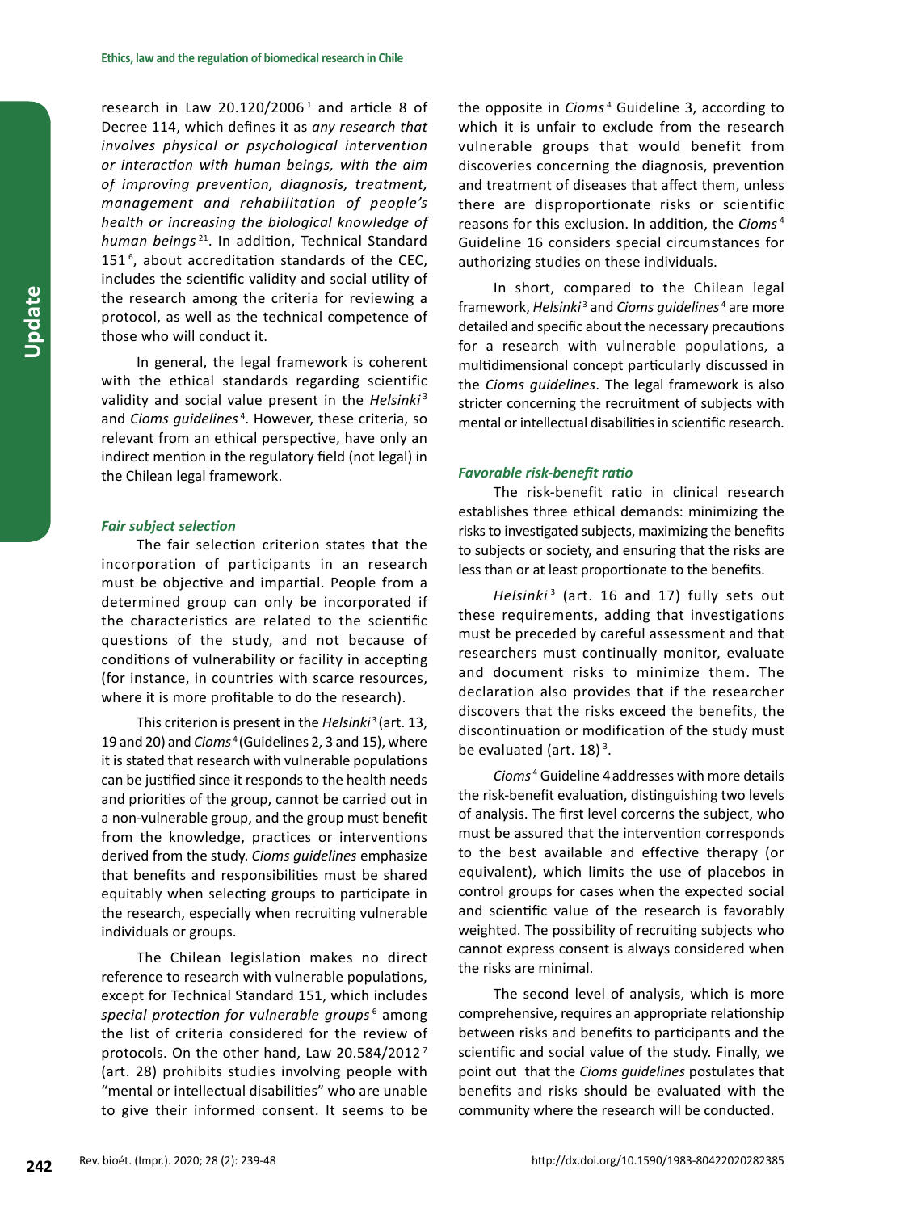research in Law 20.120/2006 [1] and article 8 of Decree 114, which defines it as *any research that involves physical or psychological intervention or interaction with human beings, with the aim of improving prevention, diagnosis, treatment, management and rehabilitation of people's health or increasing the biological knowledge of human beings* [21]. In addition, Technical Standard 151 [6], about accreditation standards of the CEC, includes the scientific validity and social utility of the research among the criteria for reviewing a protocol, as well as the technical competence of those who will conduct it.

In general, the legal framework is coherent with the ethical standards regarding scientific validity and social value present in the *Helsinki* [3] and *Cioms guidelines* [4]. However, these criteria, so relevant from an ethical perspective, have only an indirect mention in the regulatory field (not legal) in the Chilean legal framework.

### *Fair subject selection*

The fair selection criterion states that the incorporation of participants in an research must be objective and impartial. People from a determined group can only be incorporated if the characteristics are related to the scientific questions of the study, and not because of conditions of vulnerability or facility in accepting (for instance, in countries with scarce resources, where it is more profitable to do the research).

This criterion is present in the *Helsinki* [3] (art. 13, 19 and 20) and *Cioms* [4] (Guidelines 2, 3 and 15), where it is stated that research with vulnerable populations can be justified since it responds to the health needs and priorities of the group, cannot be carried out in a non-vulnerable group, and the group must benefit from the knowledge, practices or interventions derived from the study. *Cioms guidelines* emphasize that benefits and responsibilities must be shared equitably when selecting groups to participate in the research, especially when recruiting vulnerable individuals or groups.

The Chilean legislation makes no direct reference to research with vulnerable populations, except for Technical Standard 151, which includes *special protection for vulnerable groups* [6] among the list of criteria considered for the review of protocols. On the other hand, Law 20.584/2012 [7] (art. 28) prohibits studies involving people with "mental or intellectual disabilities" who are unable to give their informed consent. It seems to be the opposite in *Cioms* [4] Guideline 3, according to which it is unfair to exclude from the research vulnerable groups that would benefit from discoveries concerning the diagnosis, prevention and treatment of diseases that affect them, unless there are disproportionate risks or scientific reasons for this exclusion. In addition, the *Cioms* [4] Guideline 16 considers special circumstances for authorizing studies on these individuals.

In short, compared to the Chilean legal framework, *Helsinki* [3] and *Cioms guidelines* [4] are more detailed and specific about the necessary precautions for a research with vulnerable populations, a multidimensional concept particularly discussed in the *Cioms guidelines*. The legal framework is also stricter concerning the recruitment of subjects with mental or intellectual disabilities in scientific research.

### *Favorable risk-benefit ratio*

The risk-benefit ratio in clinical research establishes three ethical demands: minimizing the risks to investigated subjects, maximizing the benefits to subjects or society, and ensuring that the risks are less than or at least proportionate to the benefits.

*Helsinki* [3] (art. 16 and 17) fully sets out these requirements, adding that investigations must be preceded by careful assessment and that researchers must continually monitor, evaluate and document risks to minimize them. The declaration also provides that if the researcher discovers that the risks exceed the benefits, the discontinuation or modification of the study must be evaluated (art. 18) [3].

*Cioms* [4] Guideline 4 addresses with more details the risk-benefit evaluation, distinguishing two levels of analysis. The first level corcerns the subject, who must be assured that the intervention corresponds to the best available and effective therapy (or equivalent), which limits the use of placebos in control groups for cases when the expected social and scientific value of the research is favorably weighted. The possibility of recruiting subjects who cannot express consent is always considered when the risks are minimal.

The second level of analysis, which is more comprehensive, requires an appropriate relationship between risks and benefits to participants and the scientific and social value of the study. Finally, we point out that the *Cioms guidelines* postulates that benefits and risks should be evaluated with the community where the research will be conducted.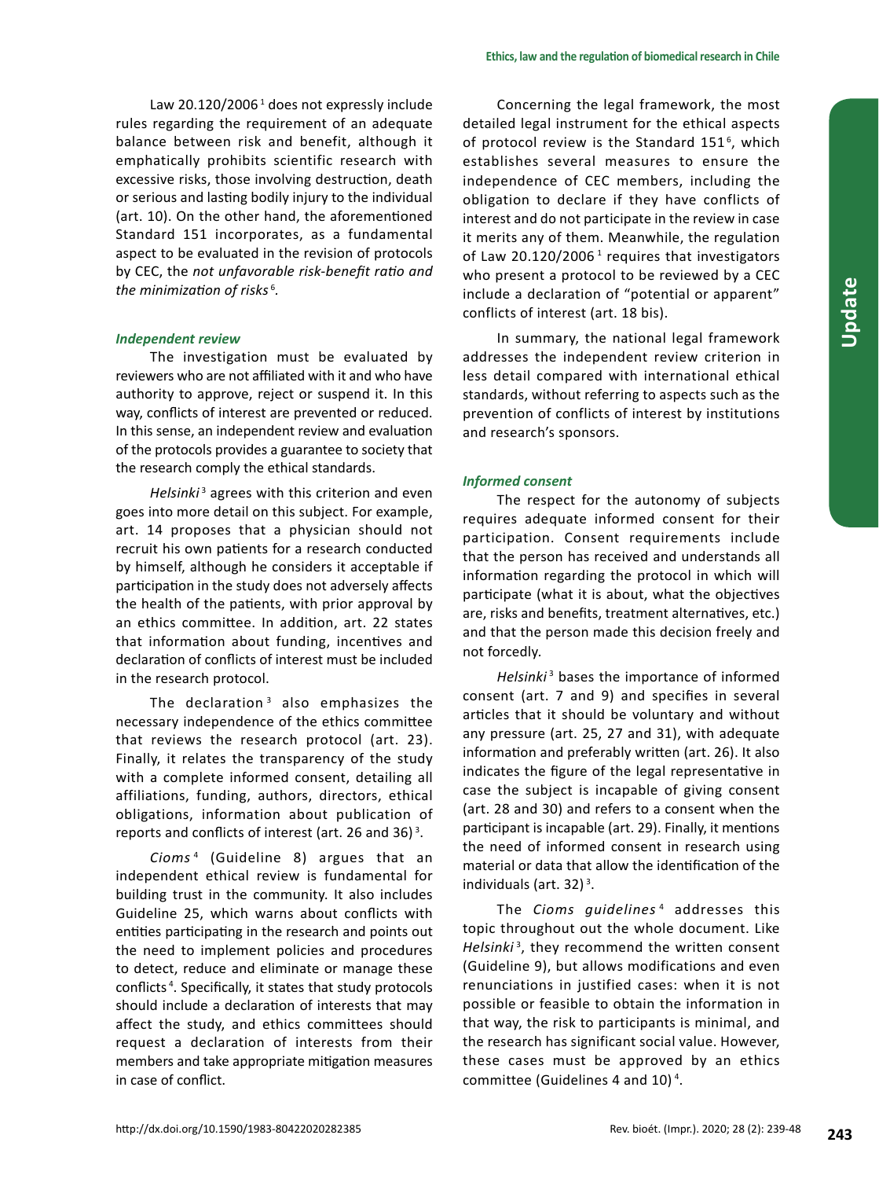Law 20.120/2006[1] does not expressly include rules regarding the requirement of an adequate balance between risk and benefit, although it emphatically prohibits scientific research with excessive risks, those involving destruction, death or serious and lasting bodily injury to the individual (art. 10). On the other hand, the aforementioned Standard 151 incorporates, as a fundamental aspect to be evaluated in the revision of protocols by CEC, the *not unfavorable risk-benefit ratio and the minimization of risks*[6].

### *Independent review*

The investigation must be evaluated by reviewers who are not affiliated with it and who have authority to approve, reject or suspend it. In this way, conflicts of interest are prevented or reduced. In this sense, an independent review and evaluation of the protocols provides a guarantee to society that the research comply the ethical standards.

*Helsinki*[3] agrees with this criterion and even goes into more detail on this subject. For example, art. 14 proposes that a physician should not recruit his own patients for a research conducted by himself, although he considers it acceptable if participation in the study does not adversely affects the health of the patients, with prior approval by an ethics committee. In addition, art. 22 states that information about funding, incentives and declaration of conflicts of interest must be included in the research protocol.

The declaration[3] also emphasizes the necessary independence of the ethics committee that reviews the research protocol (art. 23). Finally, it relates the transparency of the study with a complete informed consent, detailing all affiliations, funding, authors, directors, ethical obligations, information about publication of reports and conflicts of interest (art. 26 and 36)[3].

*Cioms*[4] (Guideline 8) argues that an independent ethical review is fundamental for building trust in the community. It also includes Guideline 25, which warns about conflicts with entities participating in the research and points out the need to implement policies and procedures to detect, reduce and eliminate or manage these conflicts[4]. Specifically, it states that study protocols should include a declaration of interests that may affect the study, and ethics committees should request a declaration of interests from their members and take appropriate mitigation measures in case of conflict.

Concerning the legal framework, the most detailed legal instrument for the ethical aspects of protocol review is the Standard 151[6], which establishes several measures to ensure the independence of CEC members, including the obligation to declare if they have conflicts of interest and do not participate in the review in case it merits any of them. Meanwhile, the regulation of Law 20.120/2006[1] requires that investigators who present a protocol to be reviewed by a CEC include a declaration of "potential or apparent" conflicts of interest (art. 18 bis).

In summary, the national legal framework addresses the independent review criterion in less detail compared with international ethical standards, without referring to aspects such as the prevention of conflicts of interest by institutions and research's sponsors.

### *Informed consent*

The respect for the autonomy of subjects requires adequate informed consent for their participation. Consent requirements include that the person has received and understands all information regarding the protocol in which will participate (what it is about, what the objectives are, risks and benefits, treatment alternatives, etc.) and that the person made this decision freely and not forcedly.

*Helsinki*[3] bases the importance of informed consent (art. 7 and 9) and specifies in several articles that it should be voluntary and without any pressure (art. 25, 27 and 31), with adequate information and preferably written (art. 26). It also indicates the figure of the legal representative in case the subject is incapable of giving consent (art. 28 and 30) and refers to a consent when the participant is incapable (art. 29). Finally, it mentions the need of informed consent in research using material or data that allow the identification of the individuals (art. 32)[3].

The *Cioms guidelines*[4] addresses this topic throughout out the whole document. Like *Helsinki*[3], they recommend the written consent (Guideline 9), but allows modifications and even renunciations in justified cases: when it is not possible or feasible to obtain the information in that way, the risk to participants is minimal, and the research has significant social value. However, these cases must be approved by an ethics committee (Guidelines 4 and 10)[4].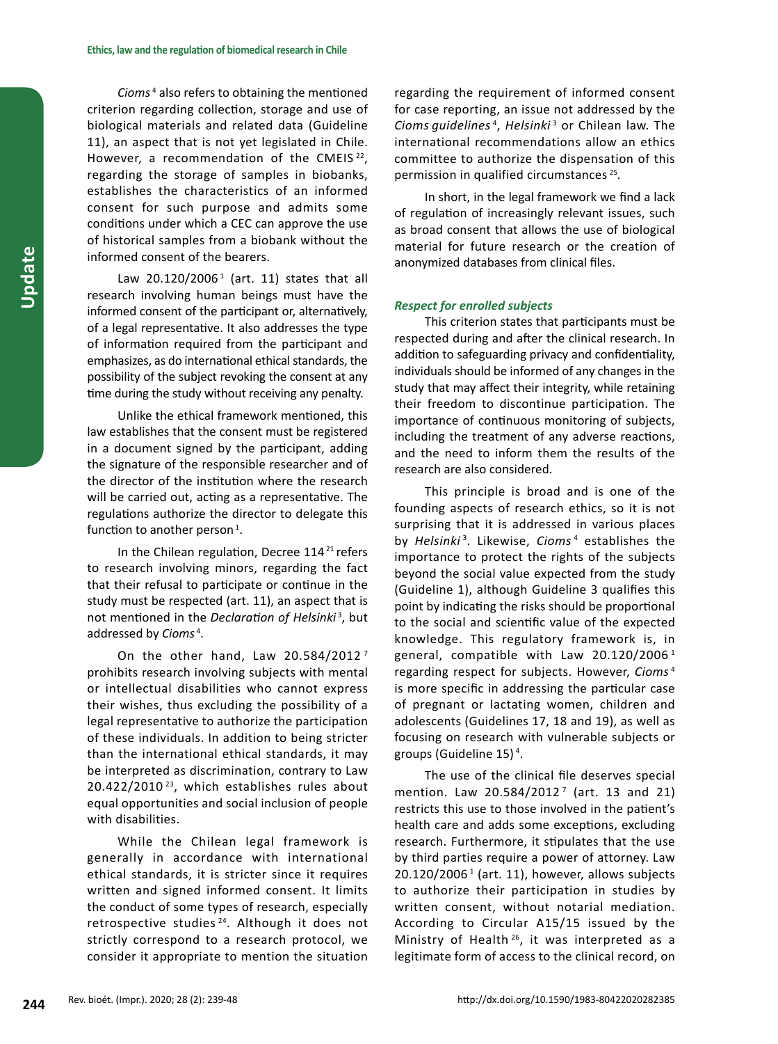*Cioms*[4] also refers to obtaining the mentioned criterion regarding collection, storage and use of biological materials and related data (Guideline 11), an aspect that is not yet legislated in Chile. However, a recommendation of the CMEIS[22], regarding the storage of samples in biobanks, establishes the characteristics of an informed consent for such purpose and admits some conditions under which a CEC can approve the use of historical samples from a biobank without the informed consent of the bearers.

Law 20.120/2006[1] (art. 11) states that all research involving human beings must have the informed consent of the participant or, alternatively, of a legal representative. It also addresses the type of information required from the participant and emphasizes, as do international ethical standards, the possibility of the subject revoking the consent at any time during the study without receiving any penalty.

Unlike the ethical framework mentioned, this law establishes that the consent must be registered in a document signed by the participant, adding the signature of the responsible researcher and of the director of the institution where the research will be carried out, acting as a representative. The regulations authorize the director to delegate this function to another person[1].

In the Chilean regulation, Decree 114[21] refers to research involving minors, regarding the fact that their refusal to participate or continue in the study must be respected (art. 11), an aspect that is not mentioned in the *Declaration of Helsinki*[3], but addressed by *Cioms*[4].

On the other hand, Law 20.584/2012[7] prohibits research involving subjects with mental or intellectual disabilities who cannot express their wishes, thus excluding the possibility of a legal representative to authorize the participation of these individuals. In addition to being stricter than the international ethical standards, it may be interpreted as discrimination, contrary to Law 20.422/2010[23], which establishes rules about equal opportunities and social inclusion of people with disabilities.

While the Chilean legal framework is generally in accordance with international ethical standards, it is stricter since it requires written and signed informed consent. It limits the conduct of some types of research, especially retrospective studies[24]. Although it does not strictly correspond to a research protocol, we consider it appropriate to mention the situation regarding the requirement of informed consent for case reporting, an issue not addressed by the *Cioms guidelines*[4], *Helsinki*[3] or Chilean law. The international recommendations allow an ethics committee to authorize the dispensation of this permission in qualified circumstances[25].

In short, in the legal framework we find a lack of regulation of increasingly relevant issues, such as broad consent that allows the use of biological material for future research or the creation of anonymized databases from clinical files.

### *Respect for enrolled subjects*

This criterion states that participants must be respected during and after the clinical research. In addition to safeguarding privacy and confidentiality, individuals should be informed of any changes in the study that may affect their integrity, while retaining their freedom to discontinue participation. The importance of continuous monitoring of subjects, including the treatment of any adverse reactions, and the need to inform them the results of the research are also considered.

This principle is broad and is one of the founding aspects of research ethics, so it is not surprising that it is addressed in various places by *Helsinki*[3]. Likewise, *Cioms*[4] establishes the importance to protect the rights of the subjects beyond the social value expected from the study (Guideline 1), although Guideline 3 qualifies this point by indicating the risks should be proportional to the social and scientific value of the expected knowledge. This regulatory framework is, in general, compatible with Law 20.120/2006[1] regarding respect for subjects. However, *Cioms*[4] is more specific in addressing the particular case of pregnant or lactating women, children and adolescents (Guidelines 17, 18 and 19), as well as focusing on research with vulnerable subjects or groups (Guideline 15)[4].

The use of the clinical file deserves special mention. Law 20.584/2012[7] (art. 13 and 21) restricts this use to those involved in the patient's health care and adds some exceptions, excluding research. Furthermore, it stipulates that the use by third parties require a power of attorney. Law 20.120/2006[1] (art. 11), however, allows subjects to authorize their participation in studies by written consent, without notarial mediation. According to Circular A15/15 issued by the Ministry of Health[26], it was interpreted as a legitimate form of access to the clinical record, on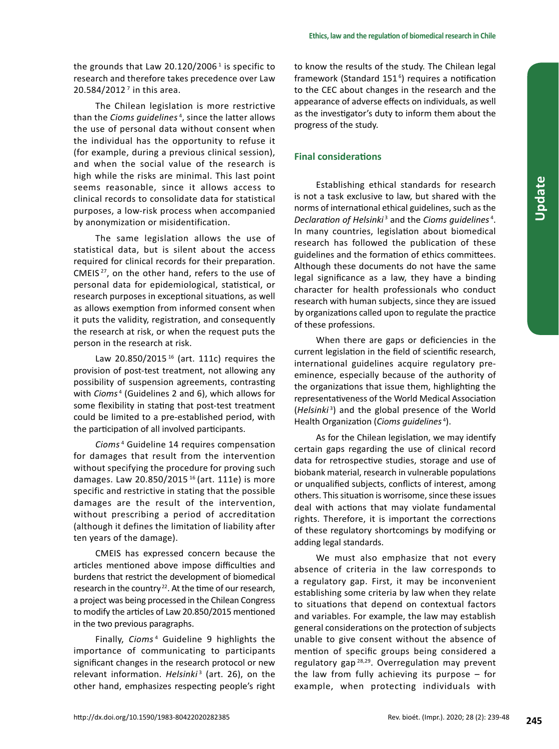the grounds that Law 20.120/2006 [1] is specific to research and therefore takes precedence over Law 20.584/2012 [7] in this area.

The Chilean legislation is more restrictive than the *Cioms guidelines* [4], since the latter allows the use of personal data without consent when the individual has the opportunity to refuse it (for example, during a previous clinical session), and when the social value of the research is high while the risks are minimal. This last point seems reasonable, since it allows access to clinical records to consolidate data for statistical purposes, a low-risk process when accompanied by anonymization or misidentification.

The same legislation allows the use of statistical data, but is silent about the access required for clinical records for their preparation. CMEIS [27], on the other hand, refers to the use of personal data for epidemiological, statistical, or research purposes in exceptional situations, as well as allows exemption from informed consent when it puts the validity, registration, and consequently the research at risk, or when the request puts the person in the research at risk.

Law 20.850/2015 [16] (art. 111c) requires the provision of post-test treatment, not allowing any possibility of suspension agreements, contrasting with *Cioms* [4] (Guidelines 2 and 6), which allows for some flexibility in stating that post-test treatment could be limited to a pre-established period, with the participation of all involved participants.

*Cioms* [4] Guideline 14 requires compensation for damages that result from the intervention without specifying the procedure for proving such damages. Law 20.850/2015 [16] (art. 111e) is more specific and restrictive in stating that the possible damages are the result of the intervention, without prescribing a period of accreditation (although it defines the limitation of liability after ten years of the damage).

CMEIS has expressed concern because the articles mentioned above impose difficulties and burdens that restrict the development of biomedical research in the country [22]. At the time of our research, a project was being processed in the Chilean Congress to modify the articles of Law 20.850/2015 mentioned in the two previous paragraphs.

Finally, *Cioms* [4] Guideline 9 highlights the importance of communicating to participants significant changes in the research protocol or new relevant information. *Helsinki* [3] (art. 26), on the other hand, emphasizes respecting people's right to know the results of the study. The Chilean legal framework (Standard 151 [6]) requires a notification to the CEC about changes in the research and the appearance of adverse effects on individuals, as well as the investigator's duty to inform them about the progress of the study.

## Final considerations

Establishing ethical standards for research is not a task exclusive to law, but shared with the norms of international ethical guidelines, such as the *Declaration of Helsinki* [3] and the *Cioms guidelines* [4]. In many countries, legislation about biomedical research has followed the publication of these guidelines and the formation of ethics committees. Although these documents do not have the same legal significance as a law, they have a binding character for health professionals who conduct research with human subjects, since they are issued by organizations called upon to regulate the practice of these professions.

When there are gaps or deficiencies in the current legislation in the field of scientific research, international guidelines acquire regulatory pre-eminence, especially because of the authority of the organizations that issue them, highlighting the representativeness of the World Medical Association (*Helsinki* [3]) and the global presence of the World Health Organization (*Cioms guidelines* [4]).

As for the Chilean legislation, we may identify certain gaps regarding the use of clinical record data for retrospective studies, storage and use of biobank material, research in vulnerable populations or unqualified subjects, conflicts of interest, among others. This situation is worrisome, since these issues deal with actions that may violate fundamental rights. Therefore, it is important the corrections of these regulatory shortcomings by modifying or adding legal standards.

We must also emphasize that not every absence of criteria in the law corresponds to a regulatory gap. First, it may be inconvenient establishing some criteria by law when they relate to situations that depend on contextual factors and variables. For example, the law may establish general considerations on the protection of subjects unable to give consent without the absence of mention of specific groups being considered a regulatory gap [28,29]. Overregulation may prevent the law from fully achieving its purpose – for example, when protecting individuals with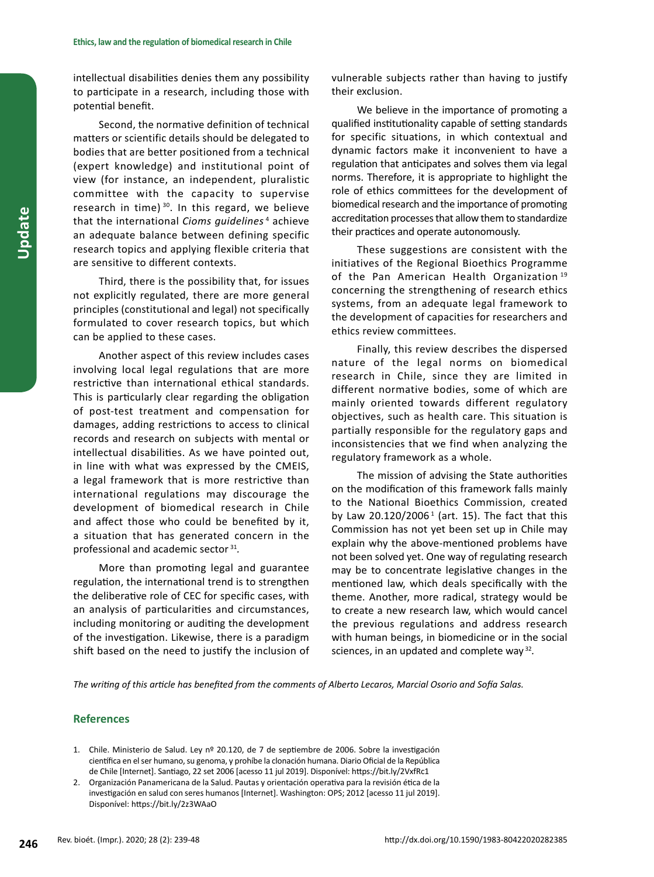intellectual disabilities denies them any possibility to participate in a research, including those with potential benefit.

Second, the normative definition of technical matters or scientific details should be delegated to bodies that are better positioned from a technical (expert knowledge) and institutional point of view (for instance, an independent, pluralistic committee with the capacity to supervise research in time) [30]. In this regard, we believe that the international *Cioms guidelines* [4] achieve an adequate balance between defining specific research topics and applying flexible criteria that are sensitive to different contexts.

Third, there is the possibility that, for issues not explicitly regulated, there are more general principles (constitutional and legal) not specifically formulated to cover research topics, but which can be applied to these cases.

Another aspect of this review includes cases involving local legal regulations that are more restrictive than international ethical standards. This is particularly clear regarding the obligation of post-test treatment and compensation for damages, adding restrictions to access to clinical records and research on subjects with mental or intellectual disabilities. As we have pointed out, in line with what was expressed by the CMEIS, a legal framework that is more restrictive than international regulations may discourage the development of biomedical research in Chile and affect those who could be benefited by it, a situation that has generated concern in the professional and academic sector [31].

More than promoting legal and guarantee regulation, the international trend is to strengthen the deliberative role of CEC for specific cases, with an analysis of particularities and circumstances, including monitoring or auditing the development of the investigation. Likewise, there is a paradigm shift based on the need to justify the inclusion of vulnerable subjects rather than having to justify their exclusion.

We believe in the importance of promoting a qualified institutionality capable of setting standards for specific situations, in which contextual and dynamic factors make it inconvenient to have a regulation that anticipates and solves them via legal norms. Therefore, it is appropriate to highlight the role of ethics committees for the development of biomedical research and the importance of promoting accreditation processes that allow them to standardize their practices and operate autonomously.

These suggestions are consistent with the initiatives of the Regional Bioethics Programme of the Pan American Health Organization [19] concerning the strengthening of research ethics systems, from an adequate legal framework to the development of capacities for researchers and ethics review committees.

Finally, this review describes the dispersed nature of the legal norms on biomedical research in Chile, since they are limited in different normative bodies, some of which are mainly oriented towards different regulatory objectives, such as health care. This situation is partially responsible for the regulatory gaps and inconsistencies that we find when analyzing the regulatory framework as a whole.

The mission of advising the State authorities on the modification of this framework falls mainly to the National Bioethics Commission, created by Law 20.120/2006 [1] (art. 15). The fact that this Commission has not yet been set up in Chile may explain why the above-mentioned problems have not been solved yet. One way of regulating research may be to concentrate legislative changes in the mentioned law, which deals specifically with the theme. Another, more radical, strategy would be to create a new research law, which would cancel the previous regulations and address research with human beings, in biomedicine or in the social sciences, in an updated and complete way [32].

*The writing of this article has benefited from the comments of Alberto Lecaros, Marcial Osorio and Sofía Salas.*

## References

1. Chile. Ministerio de Salud. Ley nº 20.120, de 7 de septiembre de 2006. Sobre la investigación científica en el ser humano, su genoma, y prohíbe la clonación humana. Diario Oficial de la República de Chile [Internet]. Santiago, 22 set 2006 [acesso 11 jul 2019]. Disponível: https://bit.ly/2VxfRc1
2. Organización Panamericana de la Salud. Pautas y orientación operativa para la revisión ética de la investigación en salud con seres humanos [Internet]. Washington: OPS; 2012 [acesso 11 jul 2019]. Disponível: https://bit.ly/2z3WAaO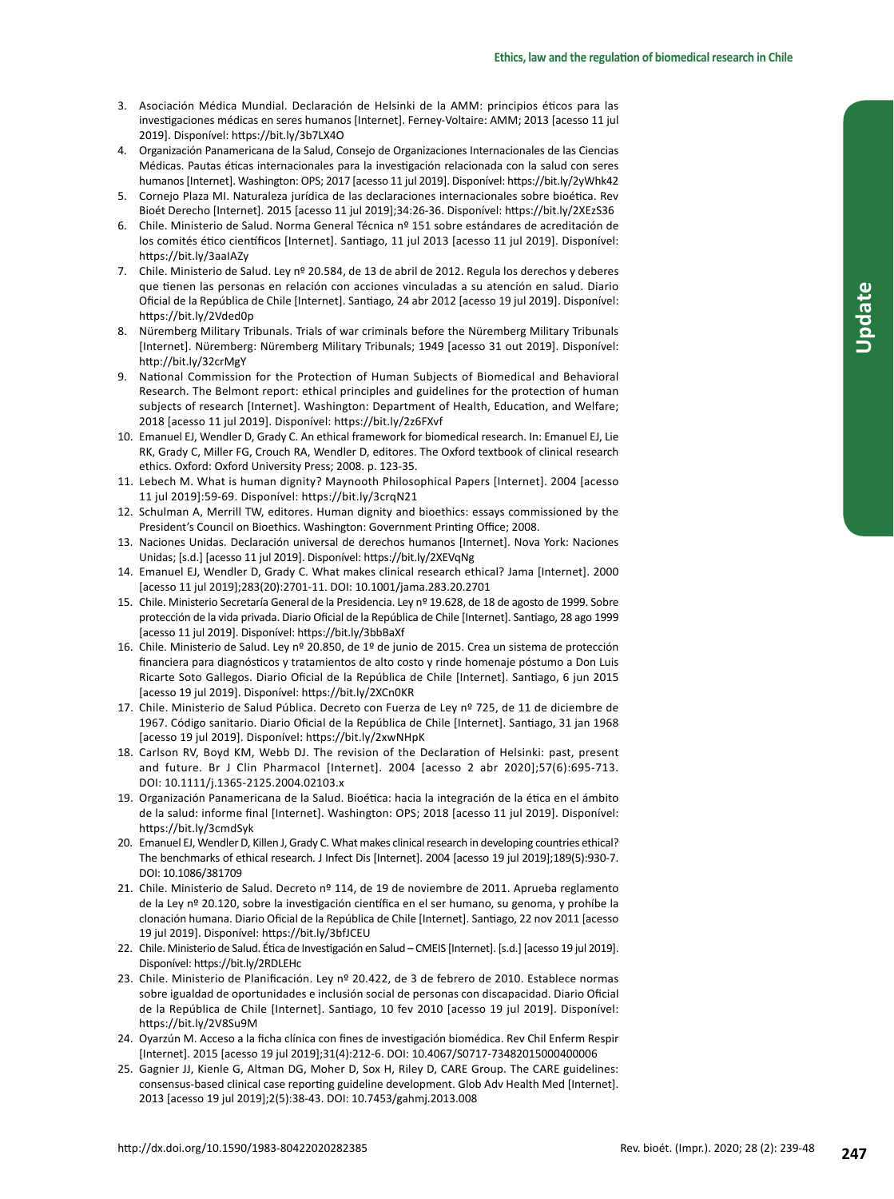3. Asociación Médica Mundial. Declaración de Helsinki de la AMM: principios éticos para las investigaciones médicas en seres humanos [Internet]. Ferney-Voltaire: AMM; 2013 [acesso 11 jul 2019]. Disponível: https://bit.ly/3b7LX4O
4. Organización Panamericana de la Salud, Consejo de Organizaciones Internacionales de las Ciencias Médicas. Pautas éticas internacionales para la investigación relacionada con la salud con seres humanos [Internet]. Washington: OPS; 2017 [acesso 11 jul 2019]. Disponível: https://bit.ly/2yWhk42
5. Cornejo Plaza MI. Naturaleza jurídica de las declaraciones internacionales sobre bioética. Rev Bioét Derecho [Internet]. 2015 [acesso 11 jul 2019];34:26-36. Disponível: https://bit.ly/2XEzS36
6. Chile. Ministerio de Salud. Norma General Técnica nº 151 sobre estándares de acreditación de los comités ético científicos [Internet]. Santiago, 11 jul 2013 [acesso 11 jul 2019]. Disponível: https://bit.ly/3aaIAZy
7. Chile. Ministerio de Salud. Ley nº 20.584, de 13 de abril de 2012. Regula los derechos y deberes que tienen las personas en relación con acciones vinculadas a su atención en salud. Diario Oficial de la República de Chile [Internet]. Santiago, 24 abr 2012 [acesso 19 jul 2019]. Disponível: https://bit.ly/2Vded0p
8. Nüremberg Military Tribunals. Trials of war criminals before the Nüremberg Military Tribunals [Internet]. Nüremberg: Nüremberg Military Tribunals; 1949 [acesso 31 out 2019]. Disponível: http://bit.ly/32crMgY
9. National Commission for the Protection of Human Subjects of Biomedical and Behavioral Research. The Belmont report: ethical principles and guidelines for the protection of human subjects of research [Internet]. Washington: Department of Health, Education, and Welfare; 2018 [acesso 11 jul 2019]. Disponível: https://bit.ly/2z6FXvf
10. Emanuel EJ, Wendler D, Grady C. An ethical framework for biomedical research. In: Emanuel EJ, Lie RK, Grady C, Miller FG, Crouch RA, Wendler D, editores. The Oxford textbook of clinical research ethics. Oxford: Oxford University Press; 2008. p. 123-35.
11. Lebech M. What is human dignity? Maynooth Philosophical Papers [Internet]. 2004 [acesso 11 jul 2019]:59-69. Disponível: https://bit.ly/3crqN21
12. Schulman A, Merrill TW, editores. Human dignity and bioethics: essays commissioned by the President's Council on Bioethics. Washington: Government Printing Office; 2008.
13. Naciones Unidas. Declaración universal de derechos humanos [Internet]. Nova York: Naciones Unidas; [s.d.] [acesso 11 jul 2019]. Disponível: https://bit.ly/2XEVqNg
14. Emanuel EJ, Wendler D, Grady C. What makes clinical research ethical? Jama [Internet]. 2000 [acesso 11 jul 2019];283(20):2701-11. DOI: 10.1001/jama.283.20.2701
15. Chile. Ministerio Secretaría General de la Presidencia. Ley nº 19.628, de 18 de agosto de 1999. Sobre protección de la vida privada. Diario Oficial de la República de Chile [Internet]. Santiago, 28 ago 1999 [acesso 11 jul 2019]. Disponível: https://bit.ly/3bbBaXf
16. Chile. Ministerio de Salud. Ley nº 20.850, de 1º de junio de 2015. Crea un sistema de protección financiera para diagnósticos y tratamientos de alto costo y rinde homenaje póstumo a Don Luis Ricarte Soto Gallegos. Diario Oficial de la República de Chile [Internet]. Santiago, 6 jun 2015 [acesso 19 jul 2019]. Disponível: https://bit.ly/2XCn0KR
17. Chile. Ministerio de Salud Pública. Decreto con Fuerza de Ley nº 725, de 11 de diciembre de 1967. Código sanitario. Diario Oficial de la República de Chile [Internet]. Santiago, 31 jan 1968 [acesso 19 jul 2019]. Disponível: https://bit.ly/2xwNHpK
18. Carlson RV, Boyd KM, Webb DJ. The revision of the Declaration of Helsinki: past, present and future. Br J Clin Pharmacol [Internet]. 2004 [acesso 2 abr 2020];57(6):695-713. DOI: 10.1111/j.1365-2125.2004.02103.x
19. Organización Panamericana de la Salud. Bioética: hacia la integración de la ética en el ámbito de la salud: informe final [Internet]. Washington: OPS; 2018 [acesso 11 jul 2019]. Disponível: https://bit.ly/3cmdSyk
20. Emanuel EJ, Wendler D, Killen J, Grady C. What makes clinical research in developing countries ethical? The benchmarks of ethical research. J Infect Dis [Internet]. 2004 [acesso 19 jul 2019];189(5):930-7. DOI: 10.1086/381709
21. Chile. Ministerio de Salud. Decreto nº 114, de 19 de noviembre de 2011. Aprueba reglamento de la Ley nº 20.120, sobre la investigación científica en el ser humano, su genoma, y prohíbe la clonación humana. Diario Oficial de la República de Chile [Internet]. Santiago, 22 nov 2011 [acesso 19 jul 2019]. Disponível: https://bit.ly/3bfJCEU
22. Chile. Ministerio de Salud. Ética de Investigación en Salud – CMEIS [Internet]. [s.d.] [acesso 19 jul 2019]. Disponível: https://bit.ly/2RDLEHc
23. Chile. Ministerio de Planificación. Ley nº 20.422, de 3 de febrero de 2010. Establece normas sobre igualdad de oportunidades e inclusión social de personas con discapacidad. Diario Oficial de la República de Chile [Internet]. Santiago, 10 fev 2010 [acesso 19 jul 2019]. Disponível: https://bit.ly/2V8Su9M
24. Oyarzún M. Acceso a la ficha clínica con fines de investigación biomédica. Rev Chil Enferm Respir [Internet]. 2015 [acesso 19 jul 2019];31(4):212-6. DOI: 10.4067/S0717-73482015000400006
25. Gagnier JJ, Kienle G, Altman DG, Moher D, Sox H, Riley D, CARE Group. The CARE guidelines: consensus-based clinical case reporting guideline development. Glob Adv Health Med [Internet]. 2013 [acesso 19 jul 2019];2(5):38-43. DOI: 10.7453/gahmj.2013.008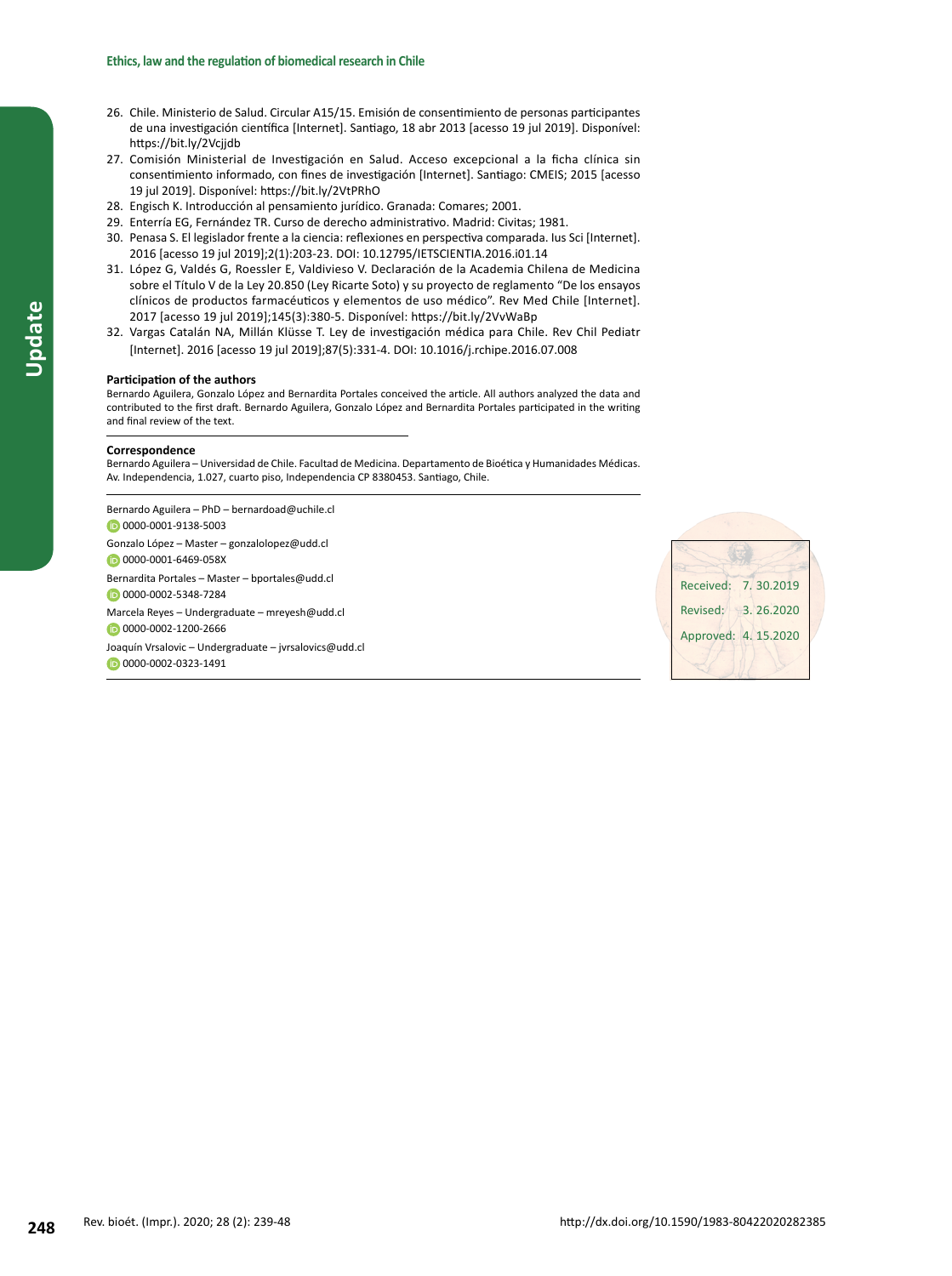26. Chile. Ministerio de Salud. Circular A15/15. Emisión de consentimiento de personas participantes de una investigación científica [Internet]. Santiago, 18 abr 2013 [acesso 19 jul 2019]. Disponível: https://bit.ly/2Vcjjdb
27. Comisión Ministerial de Investigación en Salud. Acceso excepcional a la ficha clínica sin consentimiento informado, con fines de investigación [Internet]. Santiago: CMEIS; 2015 [acesso 19 jul 2019]. Disponível: https://bit.ly/2VtPRhO
28. Engisch K. Introducción al pensamiento jurídico. Granada: Comares; 2001.
29. Enterría EG, Fernández TR. Curso de derecho administrativo. Madrid: Civitas; 1981.
30. Penasa S. El legislador frente a la ciencia: reflexiones en perspectiva comparada. Ius Sci [Internet]. 2016 [acesso 19 jul 2019];2(1):203-23. DOI: 10.12795/IETSCIENTIA.2016.i01.14
31. López G, Valdés G, Roessler E, Valdivieso V. Declaración de la Academia Chilena de Medicina sobre el Título V de la Ley 20.850 (Ley Ricarte Soto) y su proyecto de reglamento "De los ensayos clínicos de productos farmacéuticos y elementos de uso médico". Rev Med Chile [Internet]. 2017 [acesso 19 jul 2019];145(3):380-5. Disponível: https://bit.ly/2VvWaBp
32. Vargas Catalán NA, Millán Klüsse T. Ley de investigación médica para Chile. Rev Chil Pediatr [Internet]. 2016 [acesso 19 jul 2019];87(5):331-4. DOI: 10.1016/j.rchipe.2016.07.008

**Participation of the authors**

Bernardo Aguilera, Gonzalo López and Bernardita Portales conceived the article. All authors analyzed the data and contributed to the first draft. Bernardo Aguilera, Gonzalo López and Bernardita Portales participated in the writing and final review of the text.

**Correspondence**

Bernardo Aguilera – Universidad de Chile. Facultad de Medicina. Departamento de Bioética y Humanidades Médicas. Av. Independencia, 1.027, cuarto piso, Independencia CP 8380453. Santiago, Chile.

Bernardo Aguilera – PhD – bernardoad@uchile.cl
0000-0001-9138-5003

Gonzalo López – Master – gonzalolopez@udd.cl
0000-0001-6469-058X

Bernardita Portales – Master – bportales@udd.cl
0000-0002-5348-7284

Marcela Reyes – Undergraduate – mreyesh@udd.cl
0000-0002-1200-2666

Joaquín Vrsalovic – Undergraduate – jvrsalovics@udd.cl
0000-0002-0323-1491

Received: 7. 30.2019
Revised: 3. 26.2020
Approved: 4. 15.2020